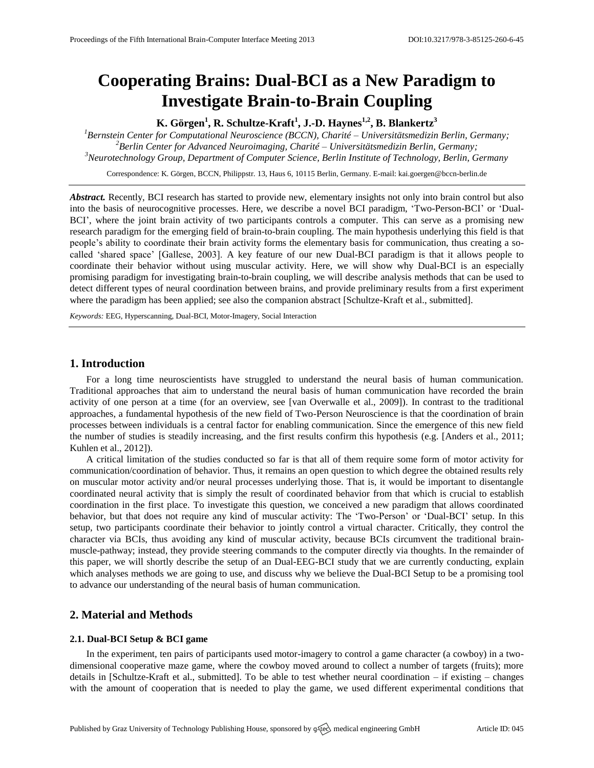# Cooperating Brains: Dual-BCI as a New Paradigm to Investigate Brain-to-Brain Coupling

**K. Görgen[1], R. Schultze-Kraft[1], J.-D. Haynes[1,2], B. Blankertz[3]**

[1]*Bernstein Center for Computational Neuroscience (BCCN), Charité – Universitätsmedizin Berlin, Germany;*
[2]*Berlin Center for Advanced Neuroimaging, Charité – Universitätsmedizin Berlin, Germany;*
[3]*Neurotechnology Group, Department of Computer Science, Berlin Institute of Technology, Berlin, Germany*

Correspondence: K. Görgen, BCCN, Philippstr. 13, Haus 6, 10115 Berlin, Germany. E-mail: kai.goergen@bccn-berlin.de

***Abstract.*** Recently, BCI research has started to provide new, elementary insights not only into brain control but also into the basis of neurocognitive processes. Here, we describe a novel BCI paradigm, 'Two-Person-BCI' or 'Dual-BCI', where the joint brain activity of two participants controls a computer. This can serve as a promising new research paradigm for the emerging field of brain-to-brain coupling. The main hypothesis underlying this field is that people's ability to coordinate their brain activity forms the elementary basis for communication, thus creating a so-called 'shared space' [Gallese, 2003]. A key feature of our new Dual-BCI paradigm is that it allows people to coordinate their behavior without using muscular activity. Here, we will show why Dual-BCI is an especially promising paradigm for investigating brain-to-brain coupling, we will describe analysis methods that can be used to detect different types of neural coordination between brains, and provide preliminary results from a first experiment where the paradigm has been applied; see also the companion abstract [Schultze-Kraft et al., submitted].

*Keywords:* EEG, Hyperscanning, Dual-BCI, Motor-Imagery, Social Interaction

## 1. Introduction

For a long time neuroscientists have struggled to understand the neural basis of human communication. Traditional approaches that aim to understand the neural basis of human communication have recorded the brain activity of one person at a time (for an overview, see [van Overwalle et al., 2009]). In contrast to the traditional approaches, a fundamental hypothesis of the new field of Two-Person Neuroscience is that the coordination of brain processes between individuals is a central factor for enabling communication. Since the emergence of this new field the number of studies is steadily increasing, and the first results confirm this hypothesis (e.g. [Anders et al., 2011; Kuhlen et al., 2012]).

A critical limitation of the studies conducted so far is that all of them require some form of motor activity for communication/coordination of behavior. Thus, it remains an open question to which degree the obtained results rely on muscular motor activity and/or neural processes underlying those. That is, it would be important to disentangle coordinated neural activity that is simply the result of coordinated behavior from that which is crucial to establish coordination in the first place. To investigate this question, we conceived a new paradigm that allows coordinated behavior, but that does not require any kind of muscular activity: The 'Two-Person' or 'Dual-BCI' setup. In this setup, two participants coordinate their behavior to jointly control a virtual character. Critically, they control the character via BCIs, thus avoiding any kind of muscular activity, because BCIs circumvent the traditional brain-muscle-pathway; instead, they provide steering commands to the computer directly via thoughts. In the remainder of this paper, we will shortly describe the setup of an Dual-EEG-BCI study that we are currently conducting, explain which analyses methods we are going to use, and discuss why we believe the Dual-BCI Setup to be a promising tool to advance our understanding of the neural basis of human communication.

## 2. Material and Methods

### 2.1. Dual-BCI Setup & BCI game

In the experiment, ten pairs of participants used motor-imagery to control a game character (a cowboy) in a two-dimensional cooperative maze game, where the cowboy moved around to collect a number of targets (fruits); more details in [Schultze-Kraft et al., submitted]. To be able to test whether neural coordination – if existing – changes with the amount of cooperation that is needed to play the game, we used different experimental conditions that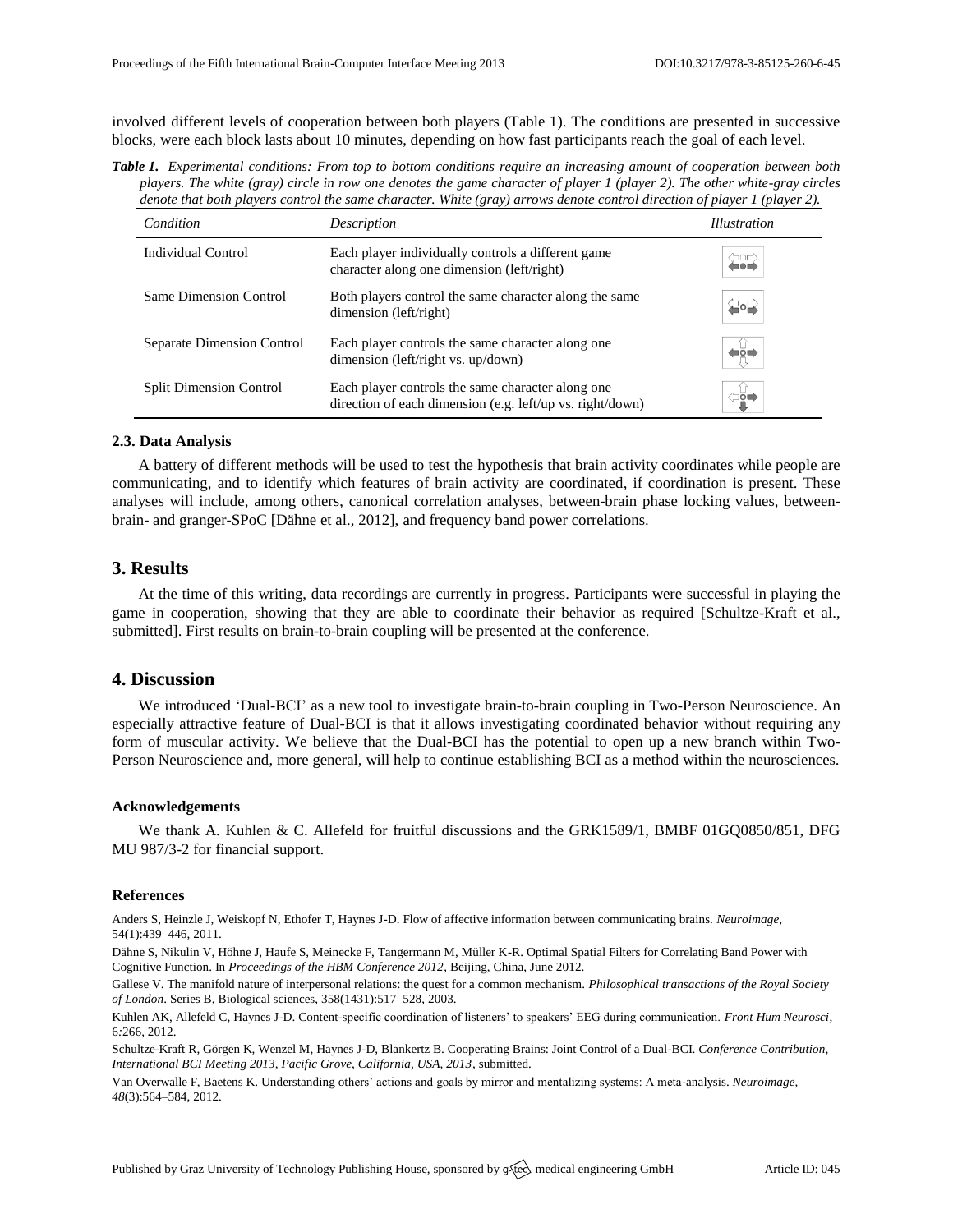involved different levels of cooperation between both players (Table 1). The conditions are presented in successive blocks, were each block lasts about 10 minutes, depending on how fast participants reach the goal of each level.

***Table 1.*** *Experimental conditions: From top to bottom conditions require an increasing amount of cooperation between both players. The white (gray) circle in row one denotes the game character of player 1 (player 2). The other white-gray circles denote that both players control the same character. White (gray) arrows denote control direction of player 1 (player 2).*

| *Condition* | *Description* | *Illustration* |
| --- | --- | --- |
| Individual Control | Each player individually controls a different game character along one dimension (left/right) | |
| Same Dimension Control | Both players control the same character along the same dimension (left/right) | |
| Separate Dimension Control | Each player controls the same character along one dimension (left/right vs. up/down) | |
| Split Dimension Control | Each player controls the same character along one direction of each dimension (e.g. left/up vs. right/down) | |

### 2.3. Data Analysis

A battery of different methods will be used to test the hypothesis that brain activity coordinates while people are communicating, and to identify which features of brain activity are coordinated, if coordination is present. These analyses will include, among others, canonical correlation analyses, between-brain phase locking values, between-brain- and granger-SPoC [Dähne et al., 2012], and frequency band power correlations.

## 3. Results

At the time of this writing, data recordings are currently in progress. Participants were successful in playing the game in cooperation, showing that they are able to coordinate their behavior as required [Schultze-Kraft et al., submitted]. First results on brain-to-brain coupling will be presented at the conference.

## 4. Discussion

We introduced 'Dual-BCI' as a new tool to investigate brain-to-brain coupling in Two-Person Neuroscience. An especially attractive feature of Dual-BCI is that it allows investigating coordinated behavior without requiring any form of muscular activity. We believe that the Dual-BCI has the potential to open up a new branch within Two-Person Neuroscience and, more general, will help to continue establishing BCI as a method within the neurosciences.

#### Acknowledgements

We thank A. Kuhlen & C. Allefeld for fruitful discussions and the GRK1589/1, BMBF 01GQ0850/851, DFG MU 987/3-2 for financial support.

#### References

Anders S, Heinzle J, Weiskopf N, Ethofer T, Haynes J-D. Flow of affective information between communicating brains. *Neuroimage*, 54(1):439–446, 2011.

Dähne S, Nikulin V, Höhne J, Haufe S, Meinecke F, Tangermann M, Müller K-R. Optimal Spatial Filters for Correlating Band Power with Cognitive Function. In *Proceedings of the HBM Conference 2012*, Beijing, China, June 2012.

Gallese V. The manifold nature of interpersonal relations: the quest for a common mechanism. *Philosophical transactions of the Royal Society of London*. Series B, Biological sciences, 358(1431):517–528, 2003.

Kuhlen AK, Allefeld C, Haynes J-D. Content-specific coordination of listeners' to speakers' EEG during communication. *Front Hum Neurosci*, 6:266, 2012.

Schultze-Kraft R, Görgen K, Wenzel M, Haynes J-D, Blankertz B. Cooperating Brains: Joint Control of a Dual-BCI. *Conference Contribution, International BCI Meeting 2013, Pacific Grove, California, USA, 2013*, submitted.

Van Overwalle F, Baetens K. Understanding others' actions and goals by mirror and mentalizing systems: A meta-analysis. *Neuroimage*, *48*(3):564–584, 2012.